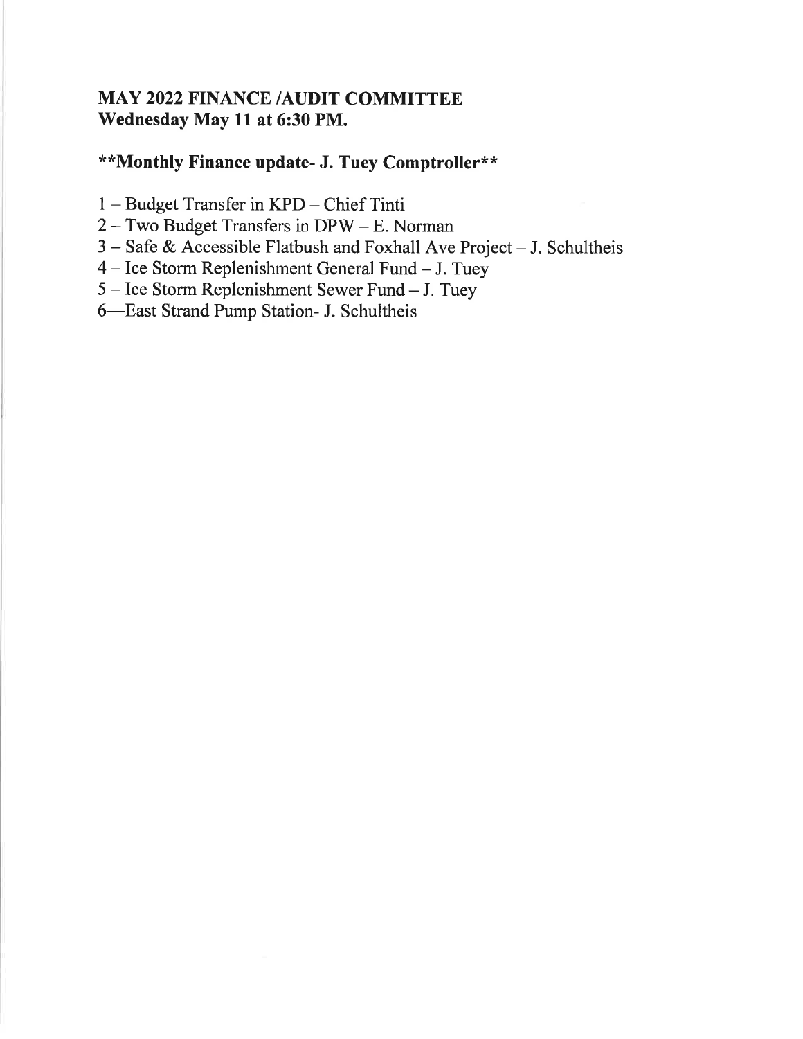## MAY 2022 FINANCE /AUDIT COMMITTEE
## Wednesday May 11 at 6:30 PM.

### **Monthly Finance update- J. Tuey Comptroller**

1 – Budget Transfer in KPD – Chief Tinti
2 – Two Budget Transfers in DPW – E. Norman
3 – Safe & Accessible Flatbush and Foxhall Ave Project – J. Schultheis
4 – Ice Storm Replenishment General Fund – J. Tuey
5 – Ice Storm Replenishment Sewer Fund – J. Tuey
6—East Strand Pump Station- J. Schultheis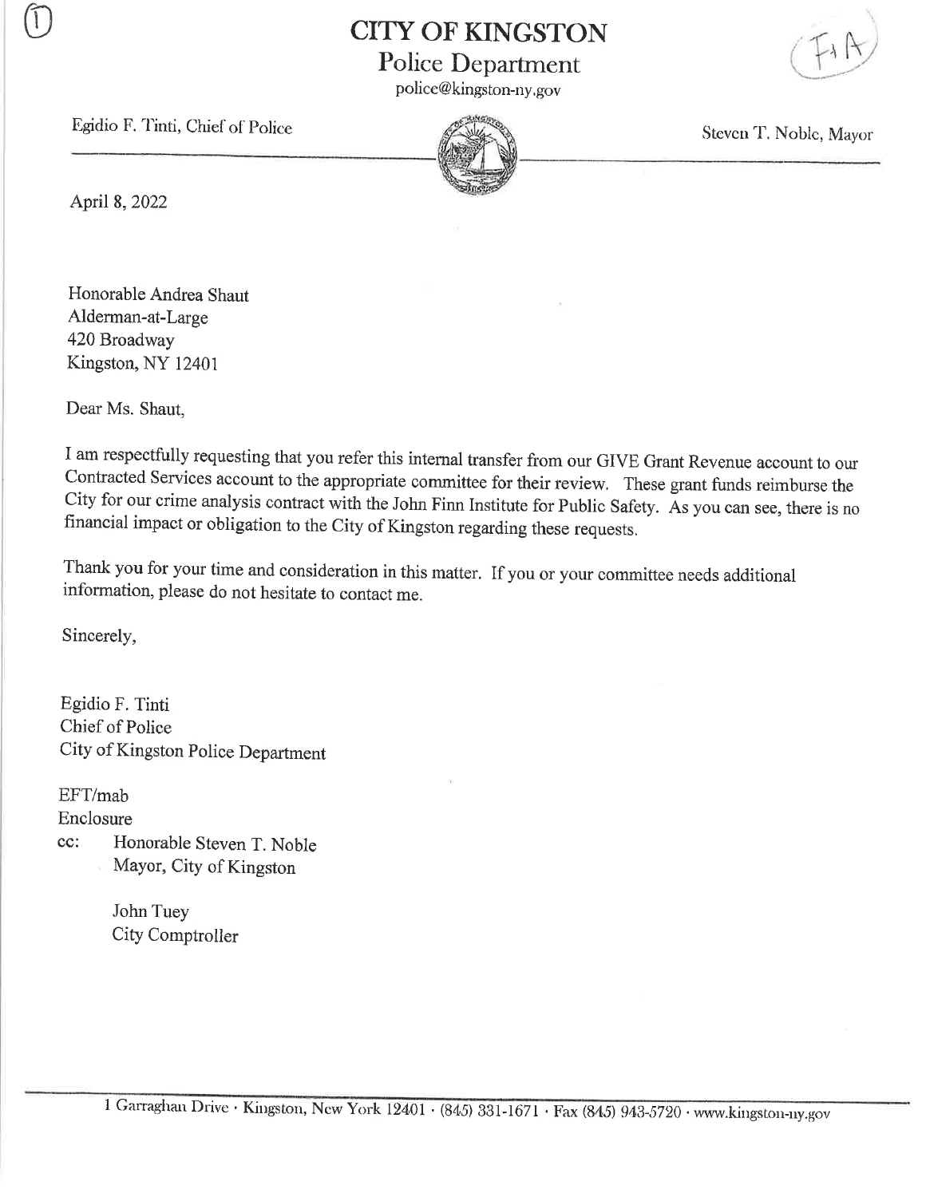# CITY OF KINGSTON

## Police Department

police@kingston-ny.gov

Egidio F. Tinti, Chief of Police

Steven T. Noble, Mayor

April 8, 2022

Honorable Andrea Shaut
Alderman-at-Large
420 Broadway
Kingston, NY 12401

Dear Ms. Shaut,

I am respectfully requesting that you refer this internal transfer from our GIVE Grant Revenue account to our Contracted Services account to the appropriate committee for their review. These grant funds reimburse the City for our crime analysis contract with the John Finn Institute for Public Safety. As you can see, there is no financial impact or obligation to the City of Kingston regarding these requests.

Thank you for your time and consideration in this matter. If you or your committee needs additional information, please do not hesitate to contact me.

Sincerely,

Egidio F. Tinti
Chief of Police
City of Kingston Police Department

EFT/mab
Enclosure
cc: Honorable Steven T. Noble
Mayor, City of Kingston

John Tuey
City Comptroller

1 Garraghan Drive · Kingston, New York 12401 · (845) 331-1671 · Fax (845) 943-5720 · www.kingston-ny.gov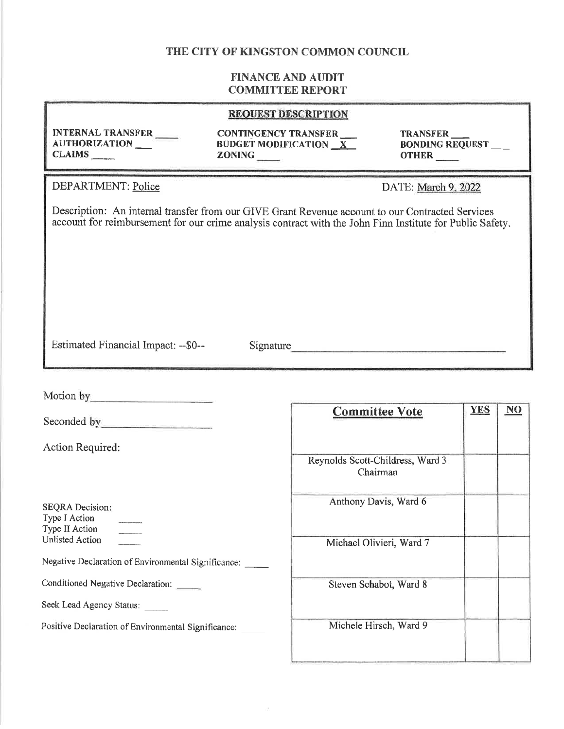# THE CITY OF KINGSTON COMMON COUNCIL

## FINANCE AND AUDIT COMMITTEE REPORT

### REQUEST DESCRIPTION

| | | |
|---|---|---|
| **INTERNAL TRANSFER** ____ | **CONTINGENCY TRANSFER** ___ | **TRANSFER** ___ |
| **AUTHORIZATION** ___ | **BUDGET MODIFICATION** _X_ | **BONDING REQUEST** ___ |
| **CLAIMS** ____ | **ZONING** ____ | **OTHER** ____ |

DEPARTMENT: Police

DATE: March 9, 2022

Description: An internal transfer from our GIVE Grant Revenue account to our Contracted Services account for reimbursement for our crime analysis contract with the John Finn Institute for Public Safety.

Estimated Financial Impact: --$0--

Signature ____________________

Motion by ____________________

Seconded by ____________________

Action Required:

SEQRA Decision:
Type I Action ____
Type II Action ____
Unlisted Action ____

Negative Declaration of Environmental Significance: ____

Conditioned Negative Declaration: ____

Seek Lead Agency Status: ____

Positive Declaration of Environmental Significance: ____

| **Committee Vote** | **YES** | **NO** |
|---|---|---|
| Reynolds Scott-Childress, Ward 3 Chairman | | |
| Anthony Davis, Ward 6 | | |
| Michael Olivieri, Ward 7 | | |
| Steven Schabot, Ward 8 | | |
| Michele Hirsch, Ward 9 | | |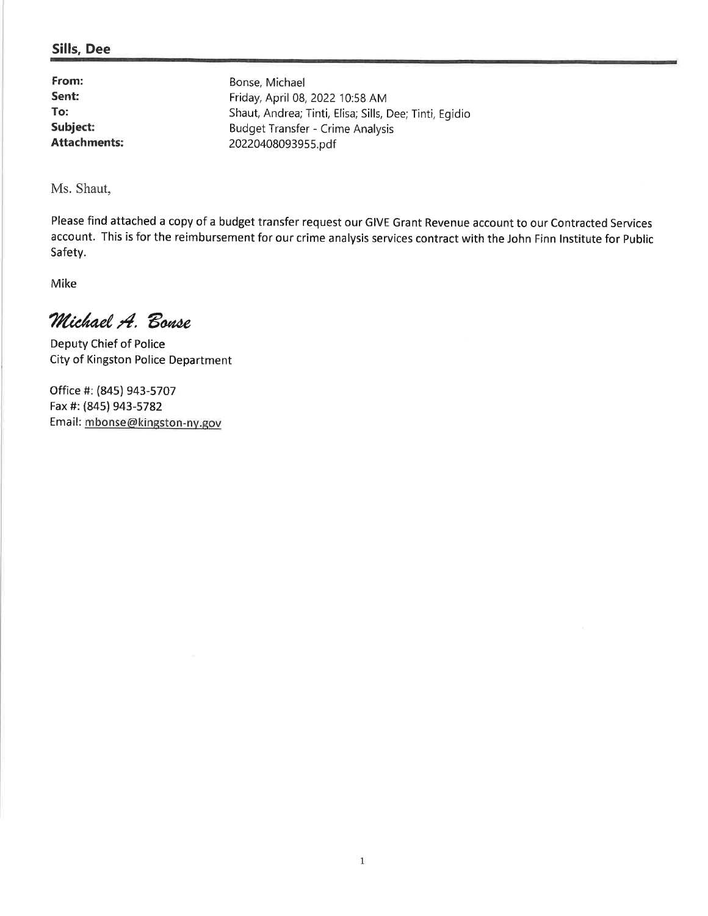**Sills, Dee**

| | |
|---|---|
| **From:** | Bonse, Michael |
| **Sent:** | Friday, April 08, 2022 10:58 AM |
| **To:** | Shaut, Andrea; Tinti, Elisa; Sills, Dee; Tinti, Egidio |
| **Subject:** | Budget Transfer - Crime Analysis |
| **Attachments:** | 20220408093955.pdf |

Ms. Shaut,

Please find attached a copy of a budget transfer request our GIVE Grant Revenue account to our Contracted Services account. This is for the reimbursement for our crime analysis services contract with the John Finn Institute for Public Safety.

Mike

*Michael A. Bonse*

Deputy Chief of Police
City of Kingston Police Department

Office #: (845) 943-5707
Fax #: (845) 943-5782
Email: mbonse@kingston-ny.gov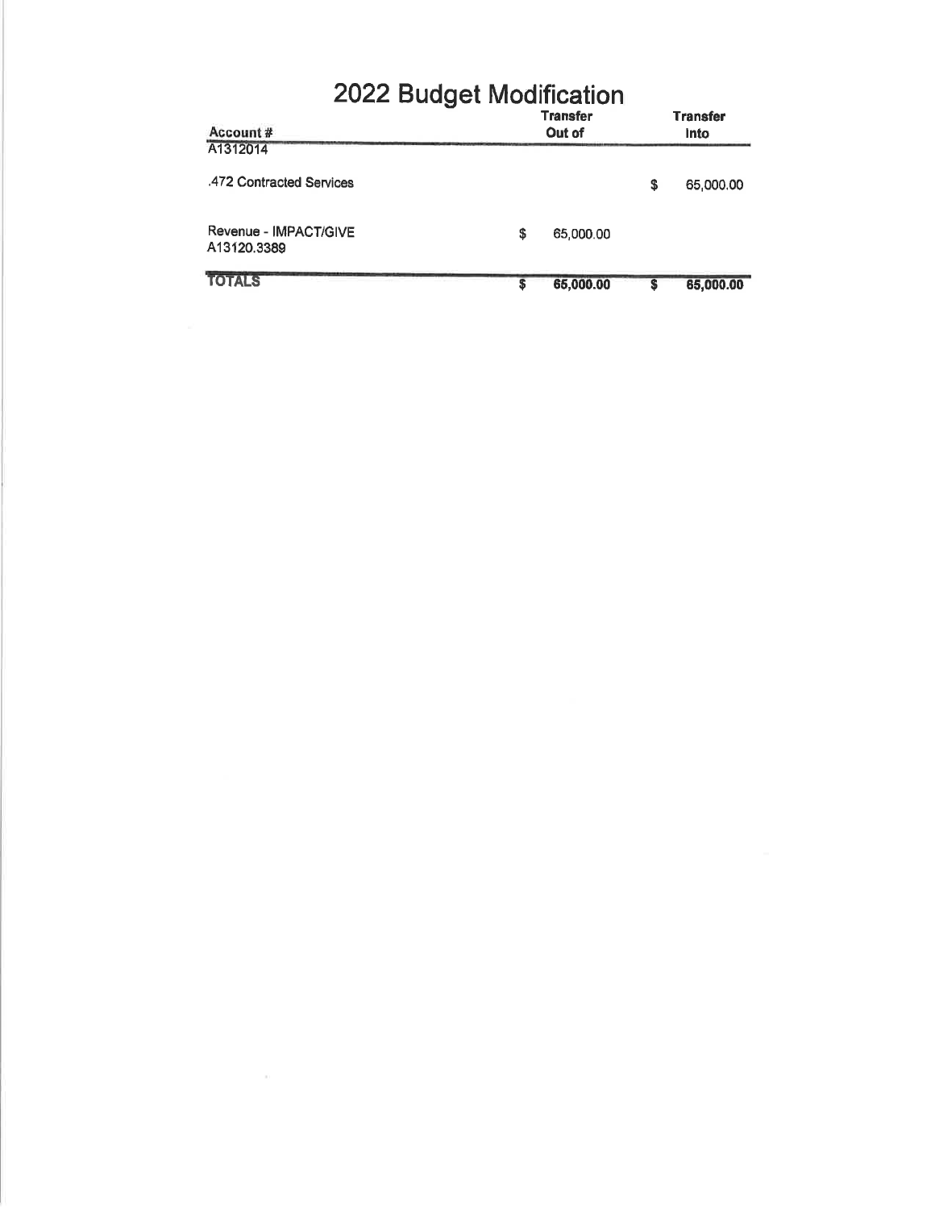# 2022 Budget Modification

| Account # | Transfer Out of | Transfer Into |
|---|---|---|
| A1312014 | | |
| .472 Contracted Services | | $ 65,000.00 |
| Revenue - IMPACT/GIVE A13120.3389 | $ 65,000.00 | |
| **TOTALS** | **$ 65,000.00** | **$ 65,000.00** |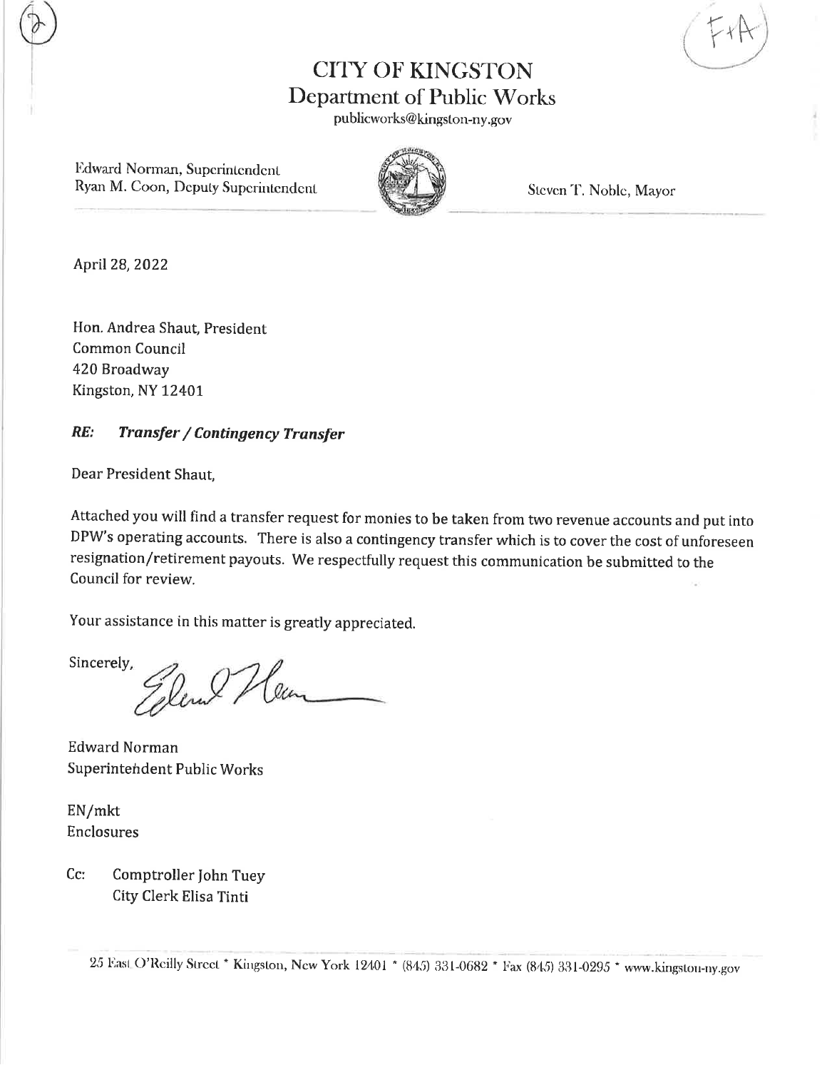# CITY OF KINGSTON

## Department of Public Works

publicworks@kingston-ny.gov

Edward Norman, Superintendent
Ryan M. Coon, Deputy Superintendent

Steven T. Noble, Mayor

April 28, 2022

Hon. Andrea Shaut, President
Common Council
420 Broadway
Kingston, NY 12401

***RE: Transfer / Contingency Transfer***

Dear President Shaut,

Attached you will find a transfer request for monies to be taken from two revenue accounts and put into DPW's operating accounts. There is also a contingency transfer which is to cover the cost of unforeseen resignation/retirement payouts. We respectfully request this communication be submitted to the Council for review.

Your assistance in this matter is greatly appreciated.

Sincerely,

Edward Norman
Superintendent Public Works

EN/mkt
Enclosures

Cc: Comptroller John Tuey
City Clerk Elisa Tinti

25 East O'Reilly Street * Kingston, New York 12401 * (845) 331-0682 * Fax (845) 331-0295 * www.kingston-ny.gov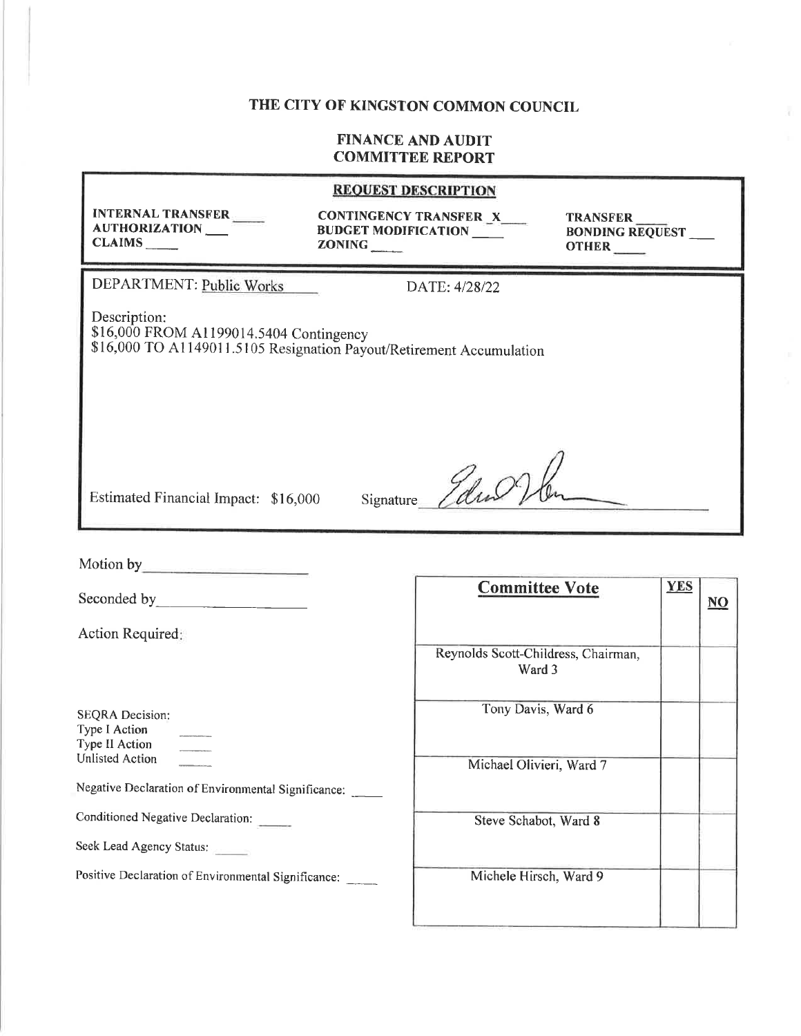# THE CITY OF KINGSTON COMMON COUNCIL

## FINANCE AND AUDIT COMMITTEE REPORT

**REQUEST DESCRIPTION**

| | | |
|---|---|---|
| **INTERNAL TRANSFER** ____ | **CONTINGENCY TRANSFER** _X___ | **TRANSFER** ____ |
| **AUTHORIZATION** ___ | **BUDGET MODIFICATION** ____ | **BONDING REQUEST** ___ |
| **CLAIMS** ____ | **ZONING** ____ | **OTHER** ____ |

DEPARTMENT: Public Works

DATE: 4/28/22

Description:
$16,000 FROM A1199014.5404 Contingency
$16,000 TO A1149011.5105 Resignation Payout/Retirement Accumulation

Estimated Financial Impact: $16,000

Signature ____________

Motion by ____________

Seconded by ____________

Action Required:

SEQRA Decision:
Type I Action ____
Type II Action ____
Unlisted Action ____

Negative Declaration of Environmental Significance: ____

Conditioned Negative Declaration: ____

Seek Lead Agency Status: ____

Positive Declaration of Environmental Significance: ____

| Committee Vote | YES | NO |
|---|---|---|
| Reynolds Scott-Childress, Chairman, Ward 3 | | |
| Tony Davis, Ward 6 | | |
| Michael Olivieri, Ward 7 | | |
| Steve Schabot, Ward 8 | | |
| Michele Hirsch, Ward 9 | | |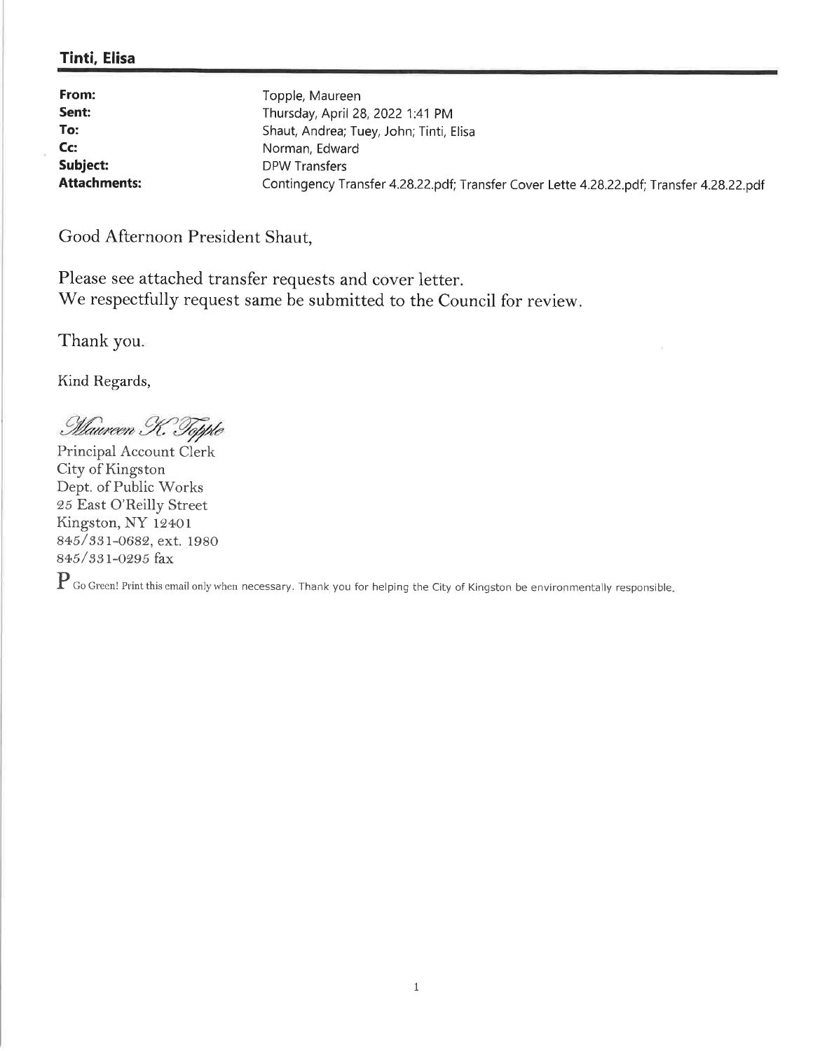**Tinti, Elisa**

| | |
|---|---|
| **From:** | Topple, Maureen |
| **Sent:** | Thursday, April 28, 2022 1:41 PM |
| **To:** | Shaut, Andrea; Tuey, John; Tinti, Elisa |
| **Cc:** | Norman, Edward |
| **Subject:** | DPW Transfers |
| **Attachments:** | Contingency Transfer 4.28.22.pdf; Transfer Cover Lette 4.28.22.pdf; Transfer 4.28.22.pdf |

Good Afternoon President Shaut,

Please see attached transfer requests and cover letter.
We respectfully request same be submitted to the Council for review.

Thank you.

Kind Regards,

*Maureen K. Topple*

Principal Account Clerk
City of Kingston
Dept. of Public Works
25 East O'Reilly Street
Kingston, NY 12401
845/331-0682, ext. 1980
845/331-0295 fax

P Go Green! Print this email only when necessary. Thank you for helping the City of Kingston be environmentally responsible.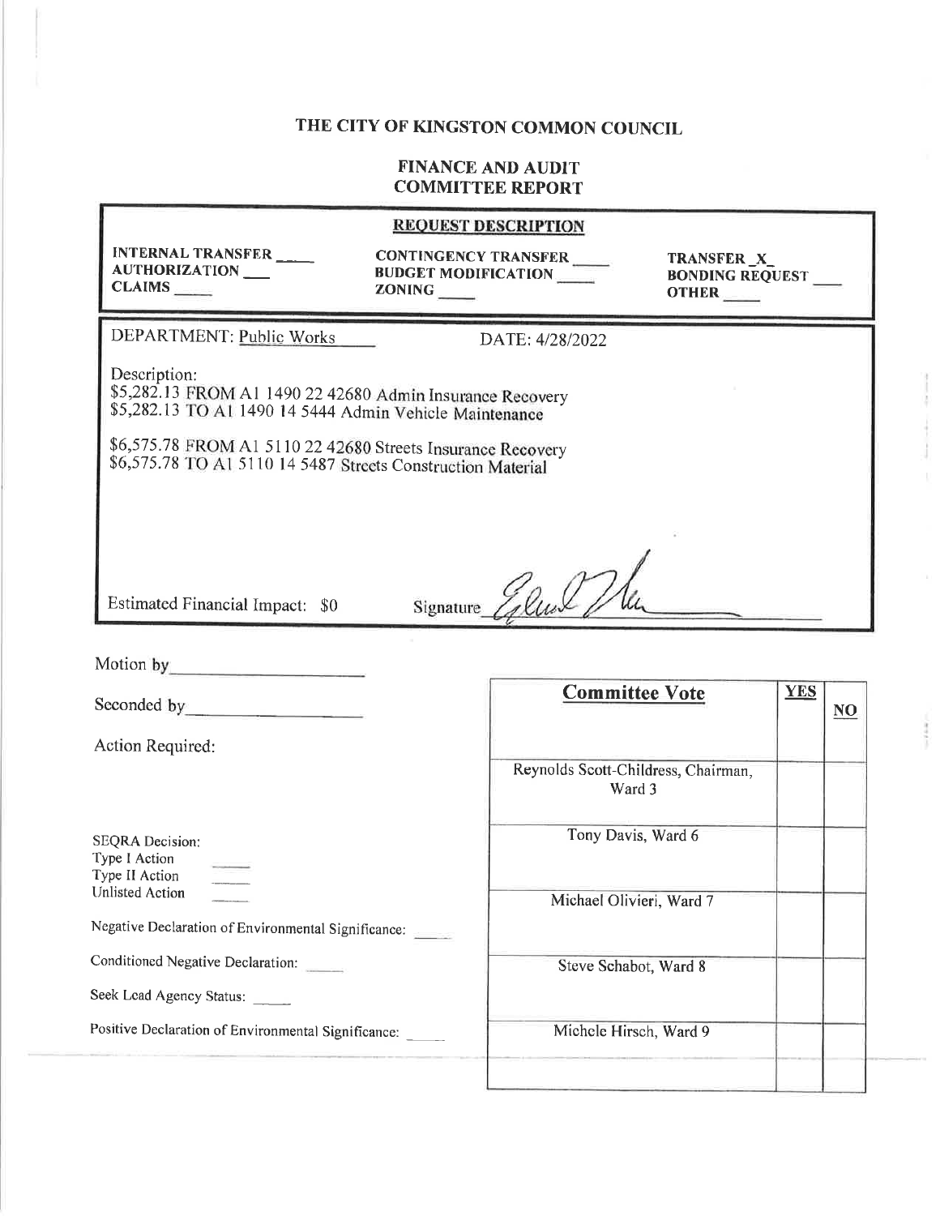# THE CITY OF KINGSTON COMMON COUNCIL

## FINANCE AND AUDIT COMMITTEE REPORT

### REQUEST DESCRIPTION

| | | |
|---|---|---|
| INTERNAL TRANSFER ____ | CONTINGENCY TRANSFER ____ | TRANSFER _X_ |
| AUTHORIZATION ___ | BUDGET MODIFICATION ____ | BONDING REQUEST ___ |
| CLAIMS ____ | ZONING ____ | OTHER ____ |

DEPARTMENT: Public Works DATE: 4/28/2022

Description:
$5,282.13 FROM A1 1490 22 42680 Admin Insurance Recovery
$5,282.13 TO A1 1490 14 5444 Admin Vehicle Maintenance

$6,575.78 FROM A1 5110 22 42680 Streets Insurance Recovery
$6,575.78 TO A1 5110 14 5487 Streets Construction Material

Estimated Financial Impact: $0 Signature ______

Motion by ______

Seconded by ______

Action Required:

SEQRA Decision:
Type I Action ____
Type II Action ____
Unlisted Action ____

Negative Declaration of Environmental Significance: ____

Conditioned Negative Declaration: ____

Seek Lead Agency Status: ____

Positive Declaration of Environmental Significance: ____

| Committee Vote | YES | NO |
|---|---|---|
| Reynolds Scott-Childress, Chairman, Ward 3 | | |
| Tony Davis, Ward 6 | | |
| Michael Olivieri, Ward 7 | | |
| Steve Schabot, Ward 8 | | |
| Michele Hirsch, Ward 9 | | |
| | | |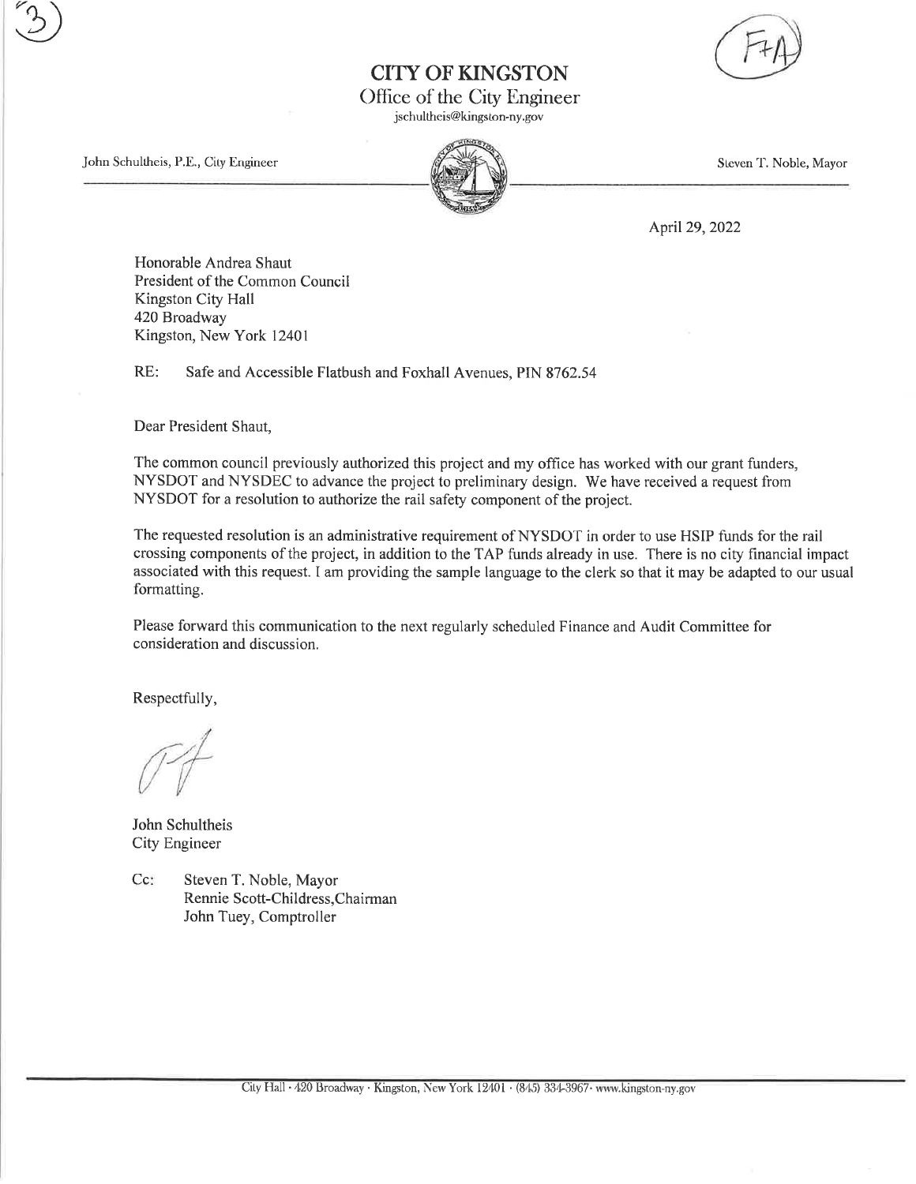(3)

(F+A)

# CITY OF KINGSTON

## Office of the City Engineer

jschultheis@kingston-ny.gov

John Schultheis, P.E., City Engineer

Steven T. Noble, Mayor

April 29, 2022

Honorable Andrea Shaut
President of the Common Council
Kingston City Hall
420 Broadway
Kingston, New York 12401

RE: Safe and Accessible Flatbush and Foxhall Avenues, PIN 8762.54

Dear President Shaut,

The common council previously authorized this project and my office has worked with our grant funders, NYSDOT and NYSDEC to advance the project to preliminary design. We have received a request from NYSDOT for a resolution to authorize the rail safety component of the project.

The requested resolution is an administrative requirement of NYSDOT in order to use HSIP funds for the rail crossing components of the project, in addition to the TAP funds already in use. There is no city financial impact associated with this request. I am providing the sample language to the clerk so that it may be adapted to our usual formatting.

Please forward this communication to the next regularly scheduled Finance and Audit Committee for consideration and discussion.

Respectfully,

John Schultheis
City Engineer

Cc: Steven T. Noble, Mayor
Rennie Scott-Childress, Chairman
John Tuey, Comptroller

City Hall · 420 Broadway · Kingston, New York 12401 · (845) 334-3967 · www.kingston-ny.gov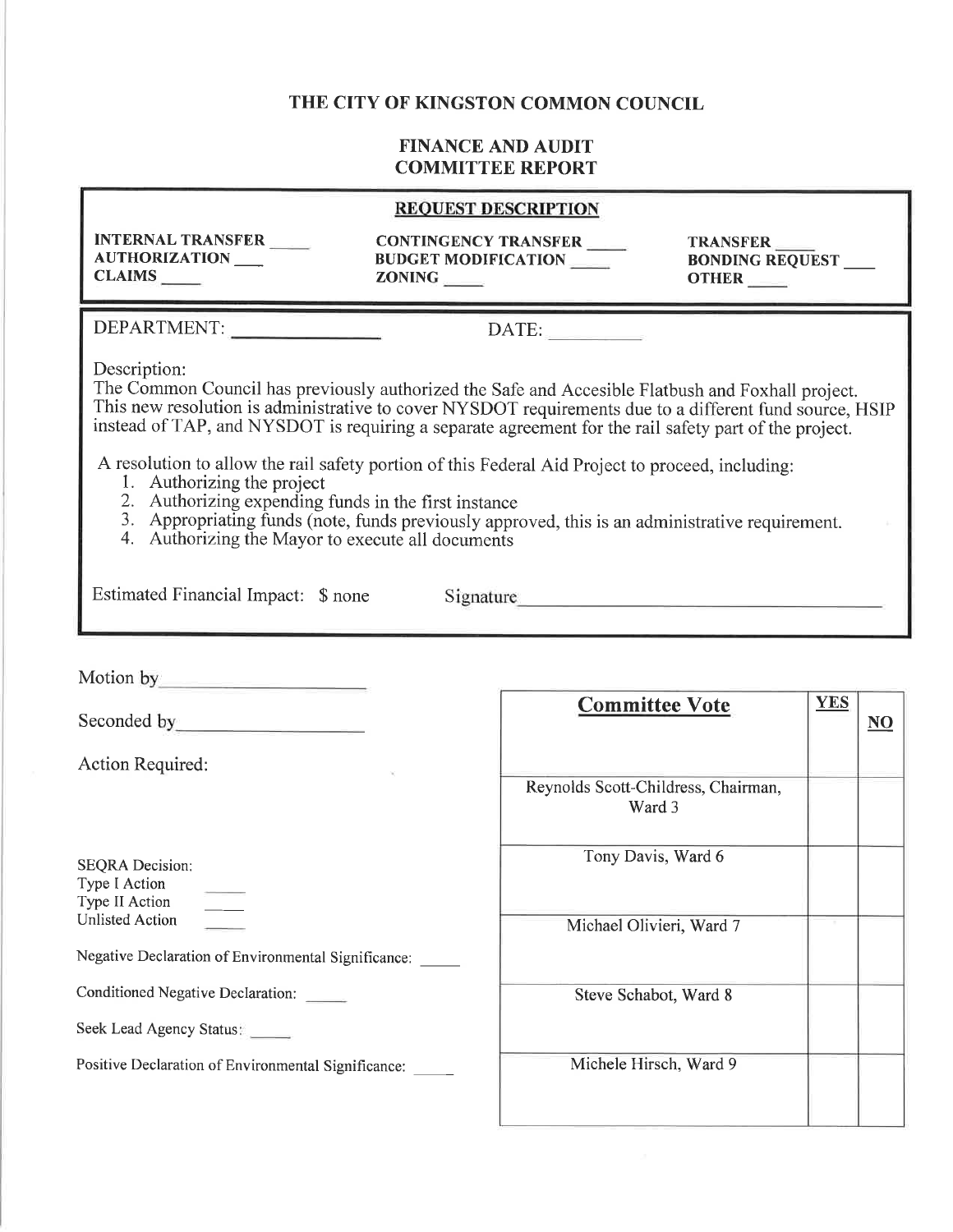# THE CITY OF KINGSTON COMMON COUNCIL

## FINANCE AND AUDIT COMMITTEE REPORT

### REQUEST DESCRIPTION

| | | |
|---|---|---|
| **INTERNAL TRANSFER** ____ | **CONTINGENCY TRANSFER** ____ | **TRANSFER** ____ |
| **AUTHORIZATION** ___ | **BUDGET MODIFICATION** ____ | **BONDING REQUEST** ___ |
| **CLAIMS** ____ | **ZONING** ____ | **OTHER** ____ |

DEPARTMENT: ______________ DATE: ________

Description:
The Common Council has previously authorized the Safe and Accesible Flatbush and Foxhall project. This new resolution is administrative to cover NYSDOT requirements due to a different fund source, HSIP instead of TAP, and NYSDOT is requiring a separate agreement for the rail safety part of the project.

A resolution to allow the rail safety portion of this Federal Aid Project to proceed, including:

1. Authorizing the project
2. Authorizing expending funds in the first instance
3. Appropriating funds (note, funds previously approved, this is an administrative requirement.
4. Authorizing the Mayor to execute all documents

Estimated Financial Impact: $ none Signature________________________________

Motion by____________________

Seconded by__________________

Action Required:

SEQRA Decision:
Type I Action ____
Type II Action ____
Unlisted Action ____

Negative Declaration of Environmental Significance: _____

Conditioned Negative Declaration: _____

Seek Lead Agency Status: _____

Positive Declaration of Environmental Significance: _____

| **Committee Vote** | **YES** | **NO** |
|---|---|---|
| Reynolds Scott-Childress, Chairman, Ward 3 | | |
| Tony Davis, Ward 6 | | |
| Michael Olivieri, Ward 7 | | |
| Steve Schabot, Ward 8 | | |
| Michele Hirsch, Ward 9 | | |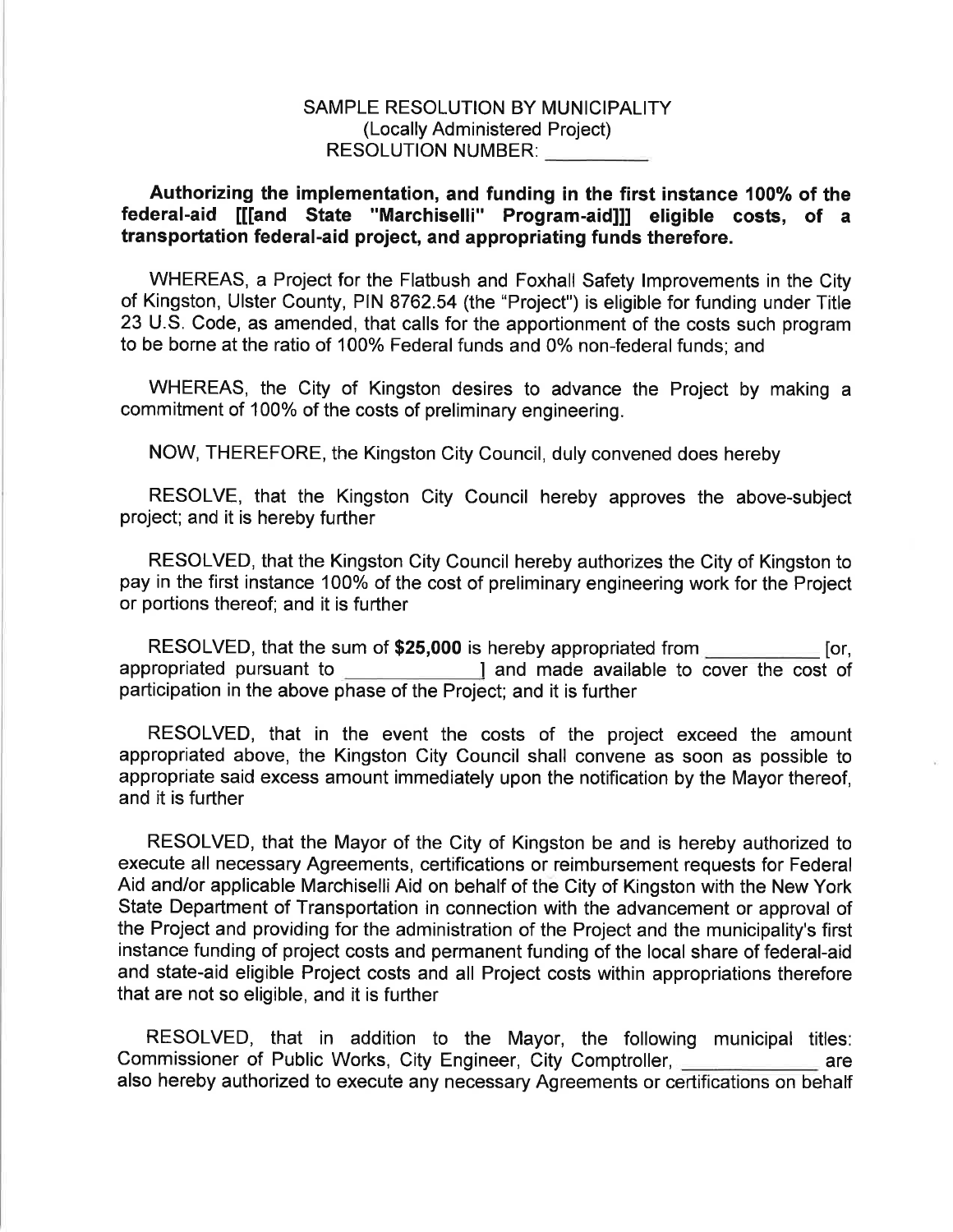SAMPLE RESOLUTION BY MUNICIPALITY
(Locally Administered Project)
RESOLUTION NUMBER: __________

**Authorizing the implementation, and funding in the first instance 100% of the federal-aid [[[and State "Marchiselli" Program-aid]]] eligible costs, of a transportation federal-aid project, and appropriating funds therefore.**

WHEREAS, a Project for the Flatbush and Foxhall Safety Improvements in the City of Kingston, Ulster County, PIN 8762.54 (the "Project") is eligible for funding under Title 23 U.S. Code, as amended, that calls for the apportionment of the costs such program to be borne at the ratio of 100% Federal funds and 0% non-federal funds; and

WHEREAS, the City of Kingston desires to advance the Project by making a commitment of 100% of the costs of preliminary engineering.

NOW, THEREFORE, the Kingston City Council, duly convened does hereby

RESOLVE, that the Kingston City Council hereby approves the above-subject project; and it is hereby further

RESOLVED, that the Kingston City Council hereby authorizes the City of Kingston to pay in the first instance 100% of the cost of preliminary engineering work for the Project or portions thereof; and it is further

RESOLVED, that the sum of **$25,000** is hereby appropriated from __________ [or, appropriated pursuant to __________] and made available to cover the cost of participation in the above phase of the Project; and it is further

RESOLVED, that in the event the costs of the project exceed the amount appropriated above, the Kingston City Council shall convene as soon as possible to appropriate said excess amount immediately upon the notification by the Mayor thereof, and it is further

RESOLVED, that the Mayor of the City of Kingston be and is hereby authorized to execute all necessary Agreements, certifications or reimbursement requests for Federal Aid and/or applicable Marchiselli Aid on behalf of the City of Kingston with the New York State Department of Transportation in connection with the advancement or approval of the Project and providing for the administration of the Project and the municipality's first instance funding of project costs and permanent funding of the local share of federal-aid and state-aid eligible Project costs and all Project costs within appropriations therefore that are not so eligible, and it is further

RESOLVED, that in addition to the Mayor, the following municipal titles: Commissioner of Public Works, City Engineer, City Comptroller, __________ are also hereby authorized to execute any necessary Agreements or certifications on behalf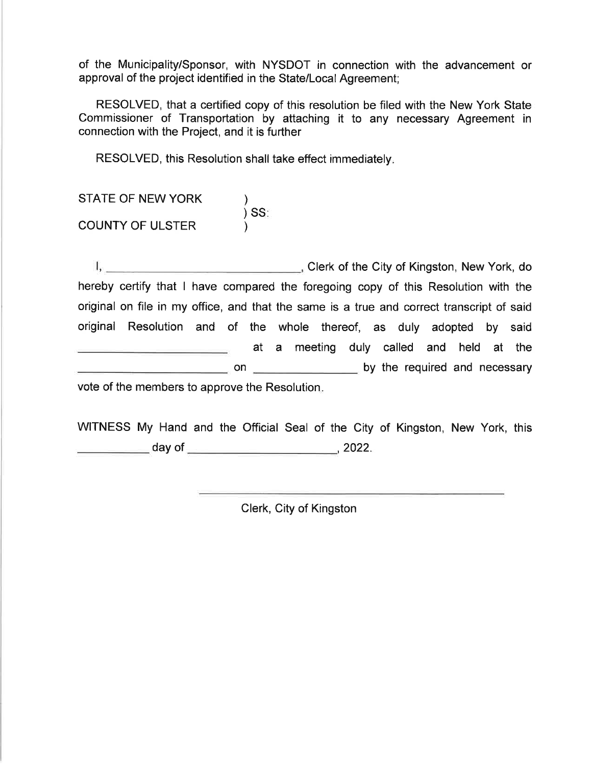of the Municipality/Sponsor, with NYSDOT in connection with the advancement or approval of the project identified in the State/Local Agreement;

RESOLVED, that a certified copy of this resolution be filed with the New York State Commissioner of Transportation by attaching it to any necessary Agreement in connection with the Project, and it is further

RESOLVED, this Resolution shall take effect immediately.

STATE OF NEW YORK )
) SS:
COUNTY OF ULSTER )

I, ______________________________, Clerk of the City of Kingston, New York, do hereby certify that I have compared the foregoing copy of this Resolution with the original on file in my office, and that the same is a true and correct transcript of said original Resolution and of the whole thereof, as duly adopted by said ______________________ at a meeting duly called and held at the ______________________ on _______________ by the required and necessary vote of the members to approve the Resolution.

WITNESS My Hand and the Official Seal of the City of Kingston, New York, this __________ day of ______________________, 2022.

_____________________________________________

Clerk, City of Kingston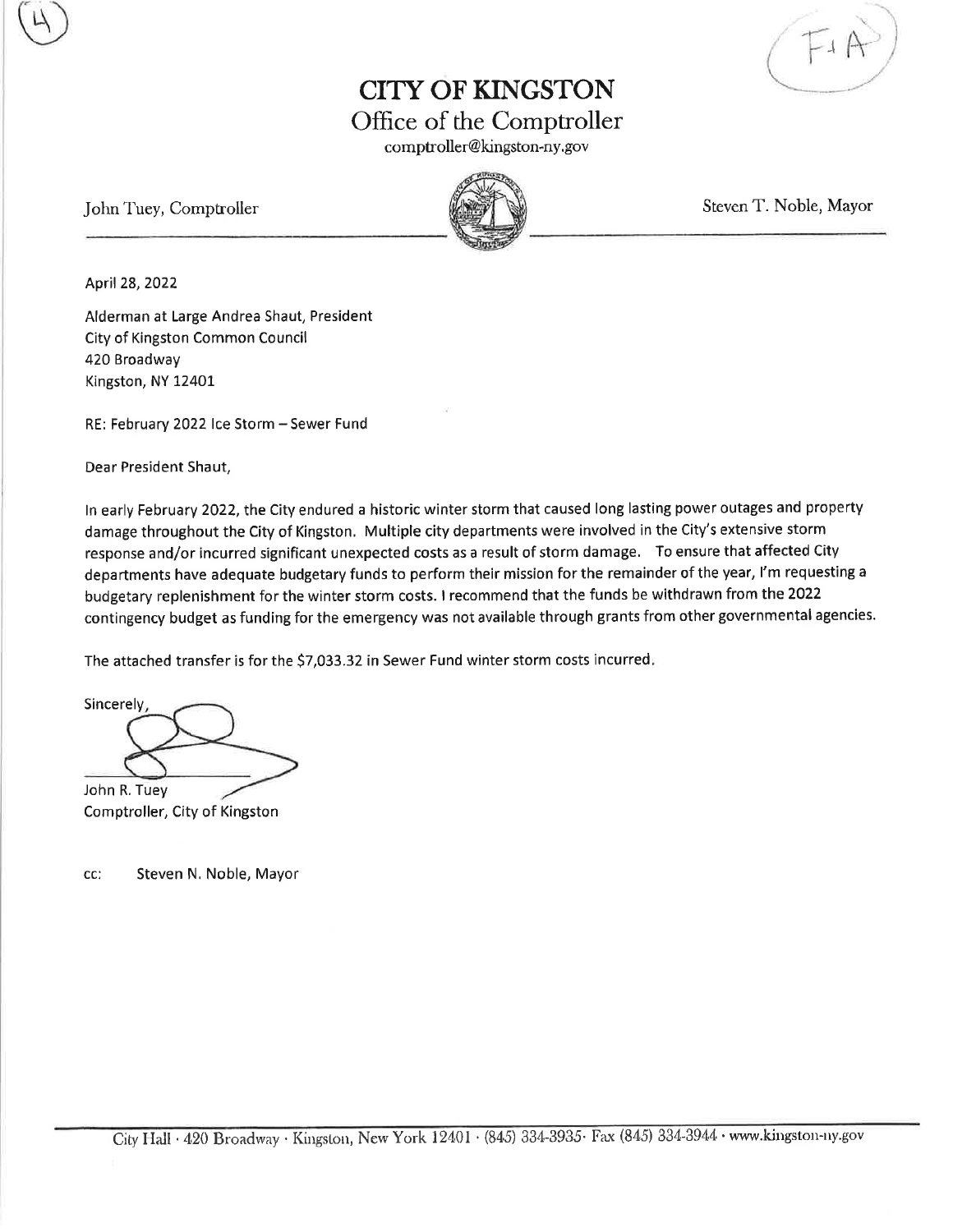# CITY OF KINGSTON

## Office of the Comptroller

comptroller@kingston-ny.gov

John Tuey, Comptroller

Steven T. Noble, Mayor

April 28, 2022

Alderman at Large Andrea Shaut, President
City of Kingston Common Council
420 Broadway
Kingston, NY 12401

RE: February 2022 Ice Storm – Sewer Fund

Dear President Shaut,

In early February 2022, the City endured a historic winter storm that caused long lasting power outages and property damage throughout the City of Kingston. Multiple city departments were involved in the City's extensive storm response and/or incurred significant unexpected costs as a result of storm damage. To ensure that affected City departments have adequate budgetary funds to perform their mission for the remainder of the year, I'm requesting a budgetary replenishment for the winter storm costs. I recommend that the funds be withdrawn from the 2022 contingency budget as funding for the emergency was not available through grants from other governmental agencies.

The attached transfer is for the $7,033.32 in Sewer Fund winter storm costs incurred.

Sincerely,

John R. Tuey
Comptroller, City of Kingston

cc: Steven N. Noble, Mayor

City Hall · 420 Broadway · Kingston, New York 12401 · (845) 334-3935 · Fax (845) 334-3944 · www.kingston-ny.gov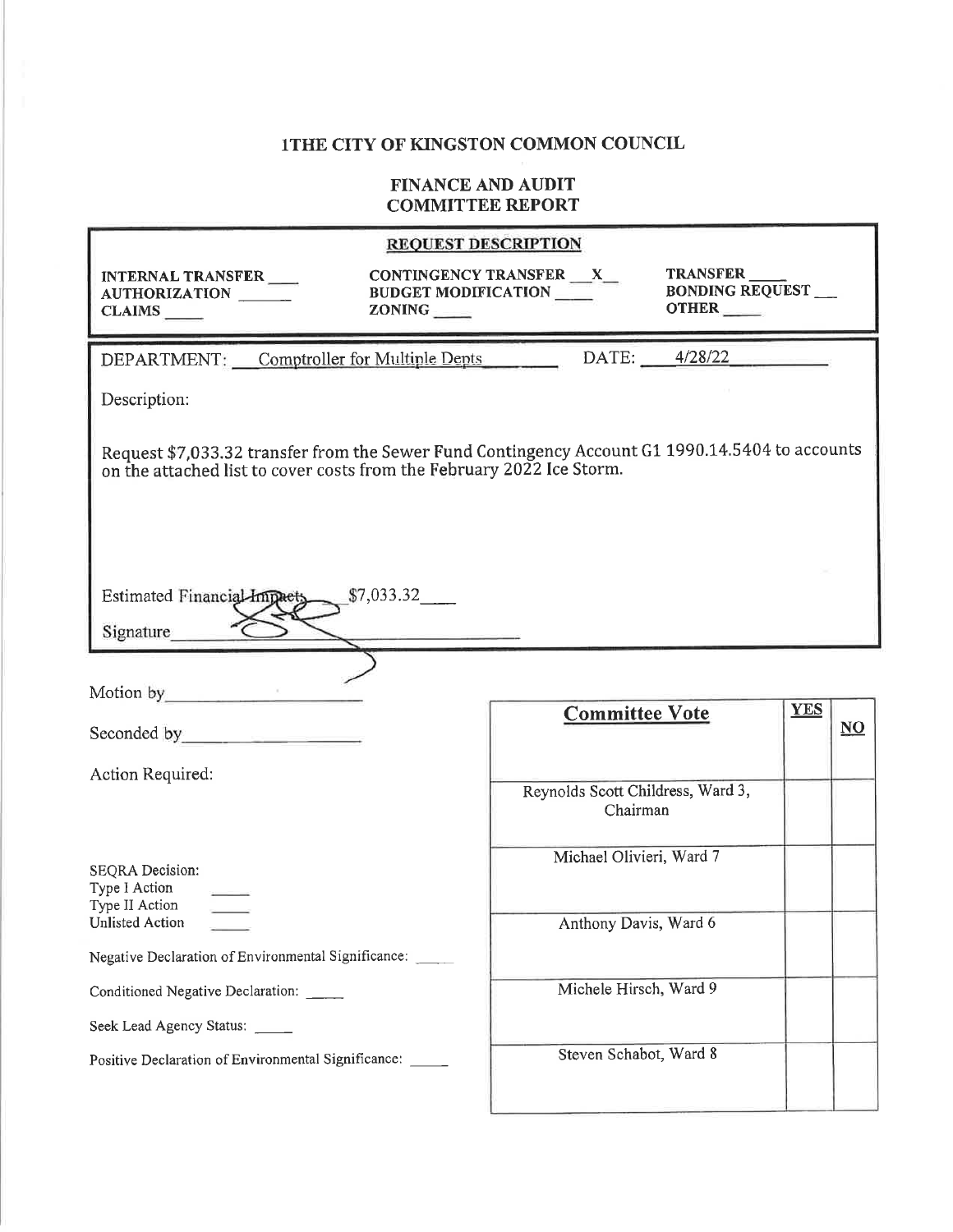# 1THE CITY OF KINGSTON COMMON COUNCIL

## FINANCE AND AUDIT COMMITTEE REPORT

**REQUEST DESCRIPTION**

**INTERNAL TRANSFER** ___ **CONTINGENCY TRANSFER** __X__ **TRANSFER** ____
**AUTHORIZATION** ______ **BUDGET MODIFICATION** ____ **BONDING REQUEST** __
**CLAIMS** ____ **ZONING** ____ **OTHER** ____

DEPARTMENT: Comptroller for Multiple Depts DATE: 4/28/22

Description:

Request $7,033.32 transfer from the Sewer Fund Contingency Account G1 1990.14.5404 to accounts on the attached list to cover costs from the February 2022 Ice Storm.

Estimated Financial Impact: $7,033.32

Signature ____________________

Motion by ____________________

Seconded by ____________________

Action Required:

SEQRA Decision:
Type I Action ____
Type II Action ____
Unlisted Action ____

Negative Declaration of Environmental Significance: ____

Conditioned Negative Declaration: ____

Seek Lead Agency Status: ____

Positive Declaration of Environmental Significance: ____

| Committee Vote | YES | NO |
|---|---|---|
| Reynolds Scott Childress, Ward 3, Chairman | | |
| Michael Olivieri, Ward 7 | | |
| Anthony Davis, Ward 6 | | |
| Michele Hirsch, Ward 9 | | |
| Steven Schabot, Ward 8 | | |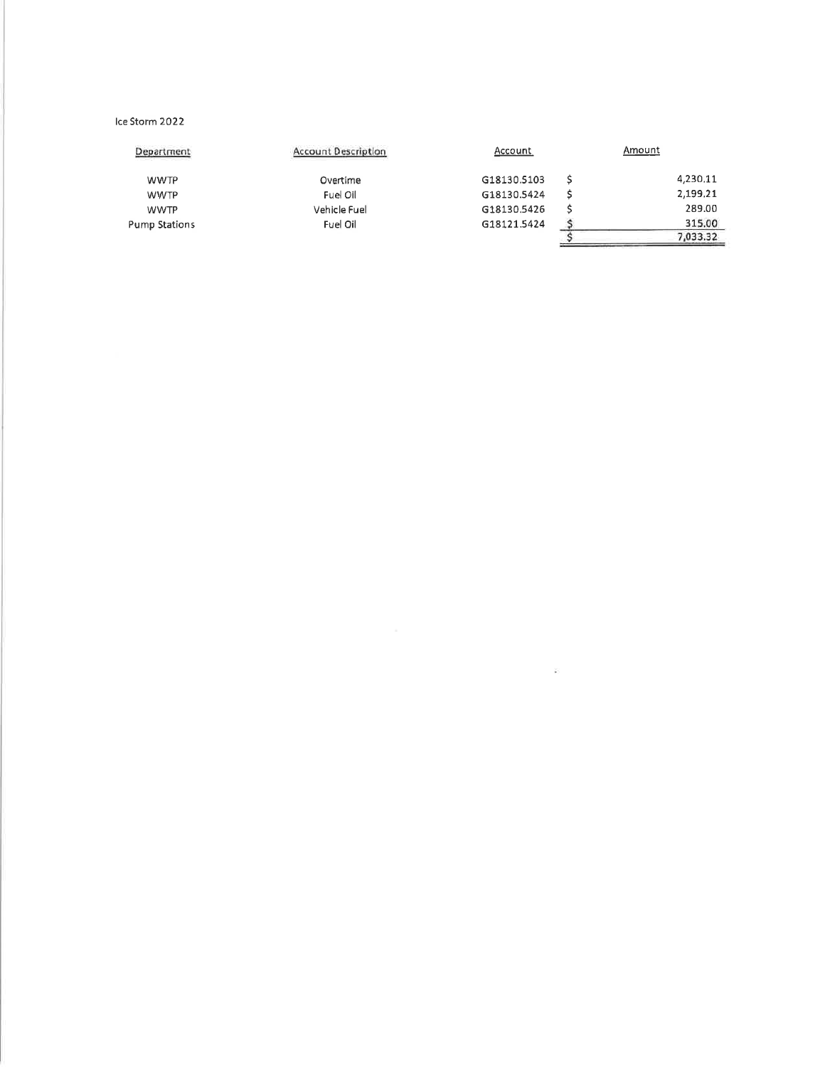Ice Storm 2022

| Department | Account Description | Account | Amount |
|---|---|---|---|
| WWTP | Overtime | G18130.5103 | $ 4,230.11 |
| WWTP | Fuel Oil | G18130.5424 | $ 2,199.21 |
| WWTP | Vehicle Fuel | G18130.5426 | $ 289.00 |
| Pump Stations | Fuel Oil | G18121.5424 | $ 315.00 |
| | | | $ 7,033.32 |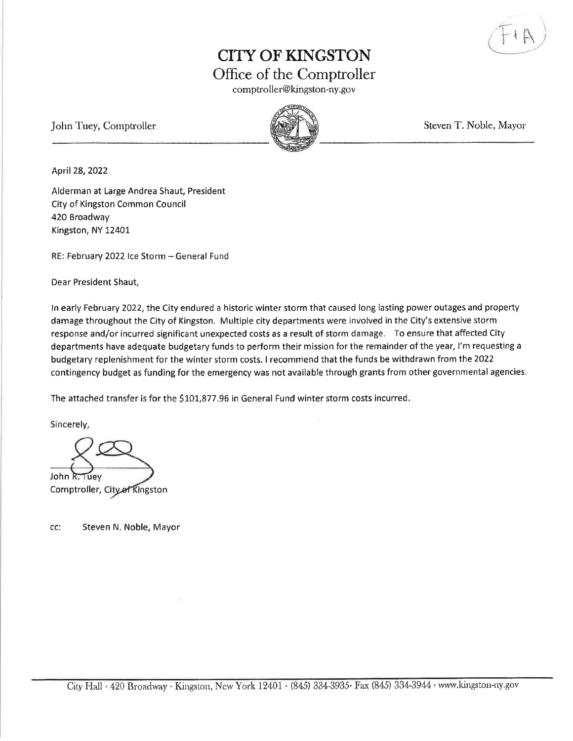F+A

# CITY OF KINGSTON

## Office of the Comptroller

comptroller@kingston-ny.gov

John Tuey, Comptroller | Steven T. Noble, Mayor

April 28, 2022

Alderman at Large Andrea Shaut, President
City of Kingston Common Council
420 Broadway
Kingston, NY 12401

RE: February 2022 Ice Storm – General Fund

Dear President Shaut,

In early February 2022, the City endured a historic winter storm that caused long lasting power outages and property damage throughout the City of Kingston. Multiple city departments were involved in the City's extensive storm response and/or incurred significant unexpected costs as a result of storm damage. To ensure that affected City departments have adequate budgetary funds to perform their mission for the remainder of the year, I'm requesting a budgetary replenishment for the winter storm costs. I recommend that the funds be withdrawn from the 2022 contingency budget as funding for the emergency was not available through grants from other governmental agencies.

The attached transfer is for the $101,877.96 in General Fund winter storm costs incurred.

Sincerely,

John R. Tuey
Comptroller, City of Kingston

cc: Steven N. Noble, Mayor

City Hall · 420 Broadway · Kingston, New York 12401 · (845) 334-3935· Fax (845) 334-3944 · www.kingston-ny.gov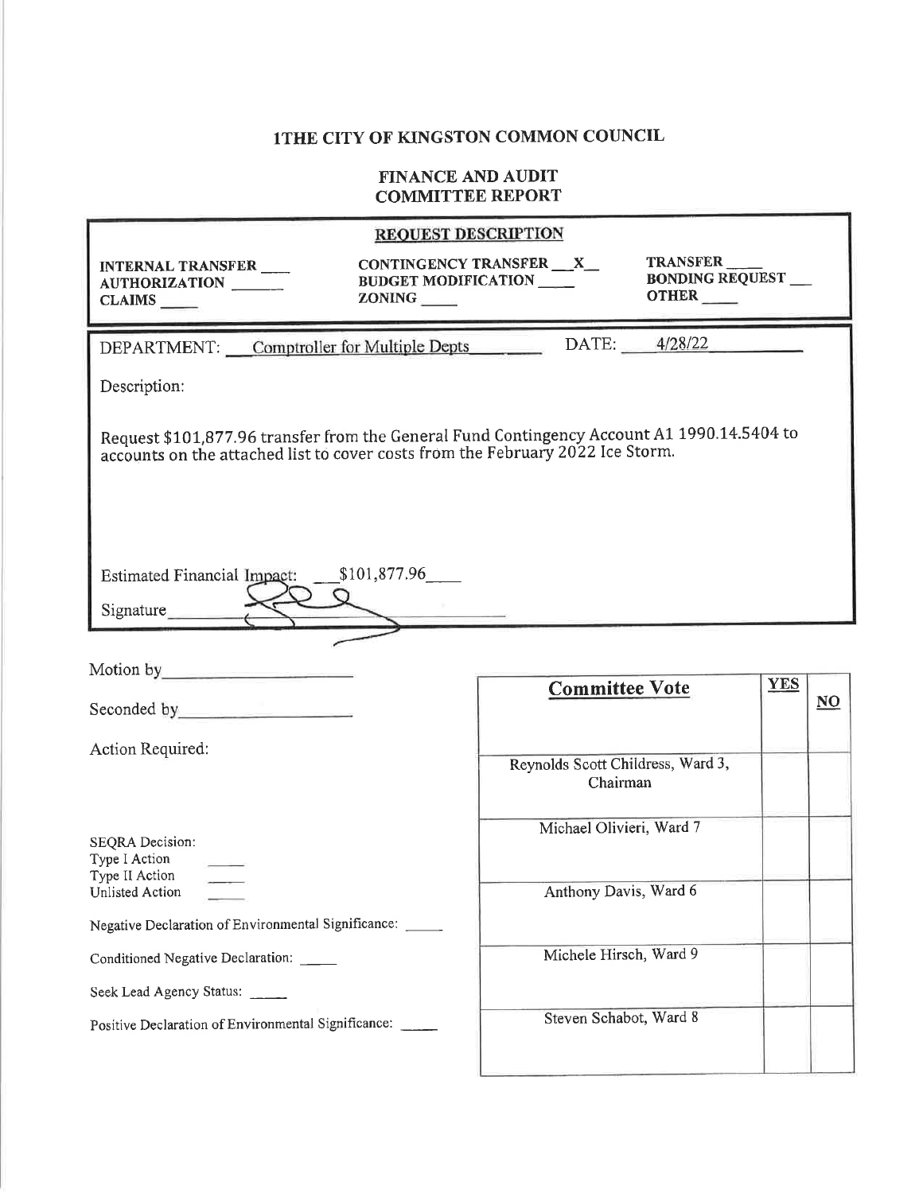# 1THE CITY OF KINGSTON COMMON COUNCIL

## FINANCE AND AUDIT COMMITTEE REPORT

**REQUEST DESCRIPTION**

| | | |
|---|---|---|
| **INTERNAL TRANSFER** ___ | **CONTINGENCY TRANSFER** \_\_X\_\_ | **TRANSFER** ____ |
| **AUTHORIZATION** ______ | **BUDGET MODIFICATION** ____ | **BONDING REQUEST** ___ |
| **CLAIMS** ____ | **ZONING** ____ | **OTHER** ____ |

DEPARTMENT: Comptroller for Multiple Depts DATE: 4/28/22

Description:

Request $101,877.96 transfer from the General Fund Contingency Account A1 1990.14.5404 to accounts on the attached list to cover costs from the February 2022 Ice Storm.

Estimated Financial Impact: \_\_\_$101,877.96\_\_\_\_

Signature________________

Motion by____________________

Seconded by__________________

Action Required:

SEQRA Decision:
Type I Action ____
Type II Action ____
Unlisted Action ____

Negative Declaration of Environmental Significance: _____

Conditioned Negative Declaration: _____

Seek Lead Agency Status: _____

Positive Declaration of Environmental Significance: _____

| Committee Vote | YES | NO |
|---|---|---|
| Reynolds Scott Childress, Ward 3, Chairman | | |
| Michael Olivieri, Ward 7 | | |
| Anthony Davis, Ward 6 | | |
| Michele Hirsch, Ward 9 | | |
| Steven Schabot, Ward 8 | | |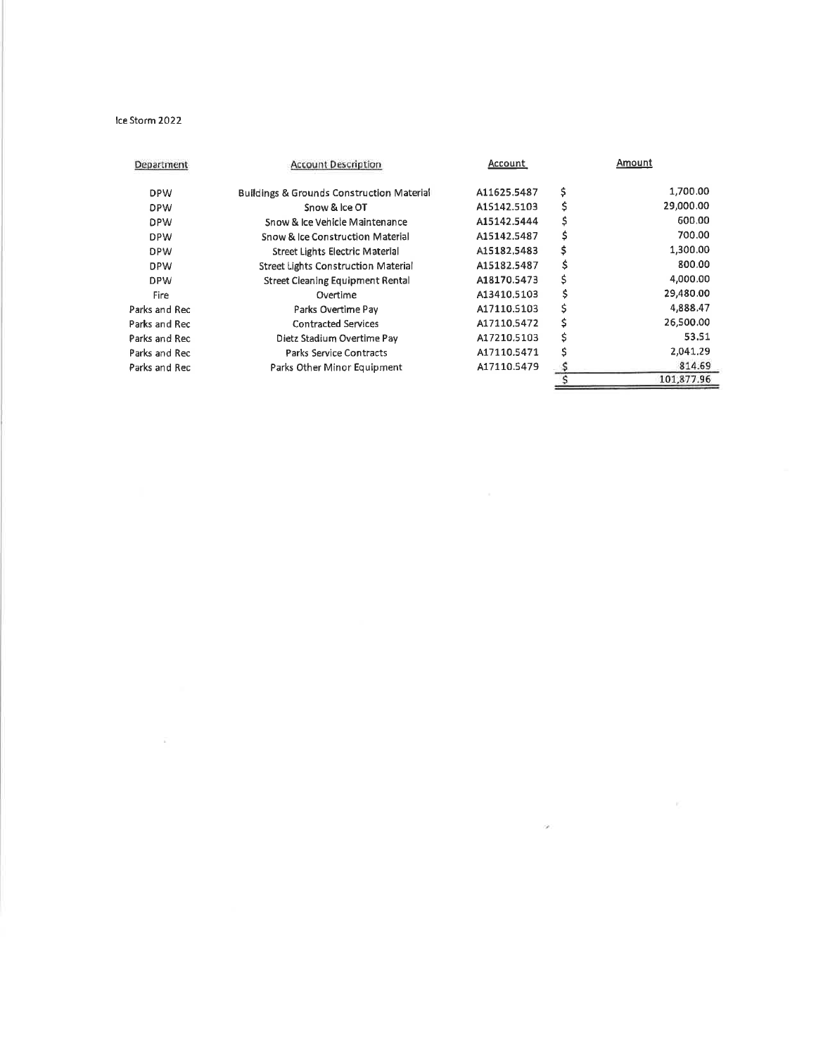Ice Storm 2022

| Department | Account Description | Account | Amount |
|---|---|---|---|
| DPW | Buildings & Grounds Construction Material | A11625.5487 | $ 1,700.00 |
| DPW | Snow & Ice OT | A15142.5103 | $ 29,000.00 |
| DPW | Snow & Ice Vehicle Maintenance | A15142.5444 | $ 600.00 |
| DPW | Snow & Ice Construction Material | A15142.5487 | $ 700.00 |
| DPW | Street Lights Electric Material | A15182.5483 | $ 1,300.00 |
| DPW | Street Lights Construction Material | A15182.5487 | $ 800.00 |
| DPW | Street Cleaning Equipment Rental | A18170.5473 | $ 4,000.00 |
| Fire | Overtime | A13410.5103 | $ 29,480.00 |
| Parks and Rec | Parks Overtime Pay | A17110.5103 | $ 4,888.47 |
| Parks and Rec | Contracted Services | A17110.5472 | $ 26,500.00 |
| Parks and Rec | Dietz Stadium Overtime Pay | A17210.5103 | $ 53.51 |
| Parks and Rec | Parks Service Contracts | A17110.5471 | $ 2,041.29 |
| Parks and Rec | Parks Other Minor Equipment | A17110.5479 | $ 814.69 |
| | | | $ 101,877.96 |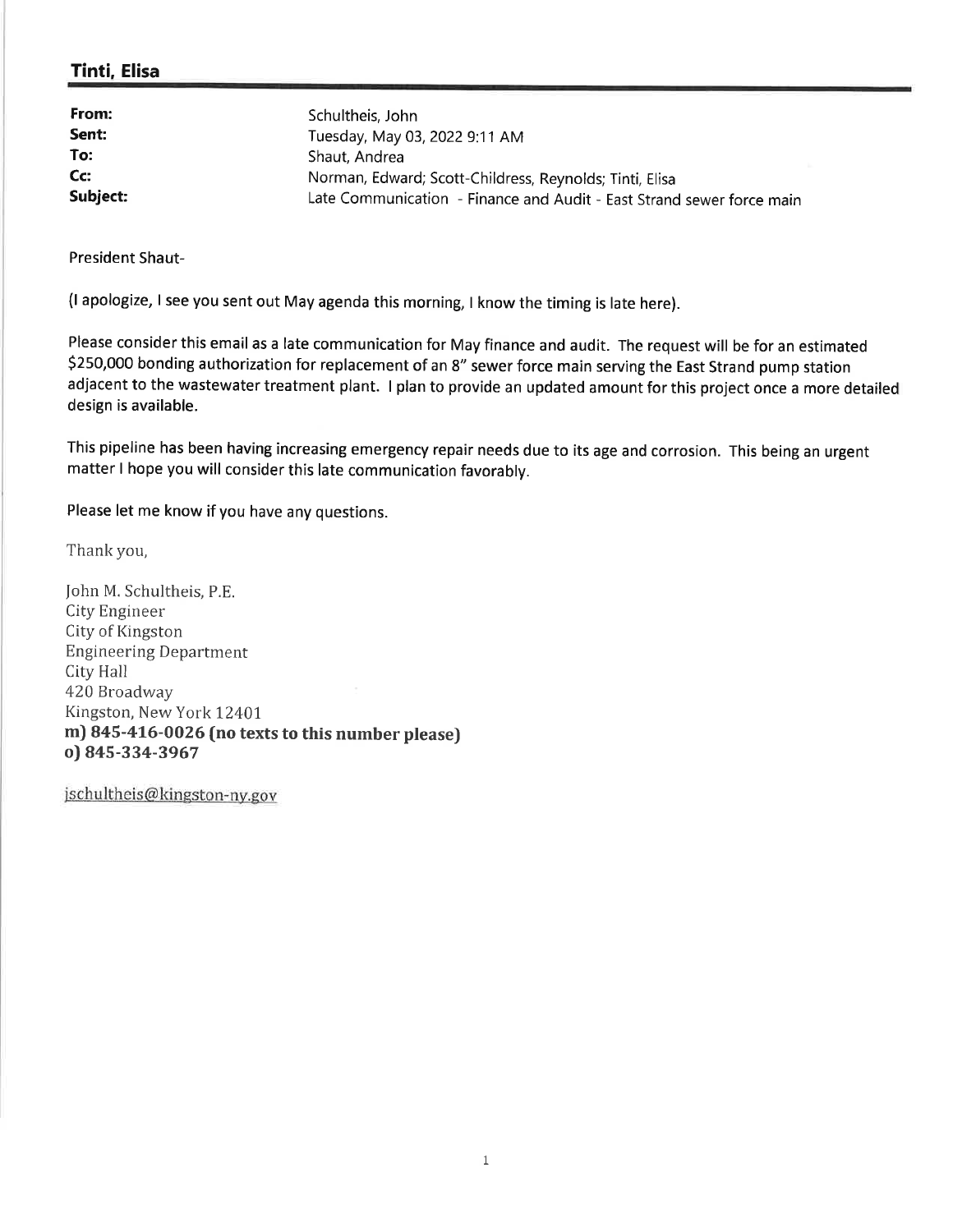## Tinti, Elisa

| | |
|---|---|
| **From:** | Schultheis, John |
| **Sent:** | Tuesday, May 03, 2022 9:11 AM |
| **To:** | Shaut, Andrea |
| **Cc:** | Norman, Edward; Scott-Childress, Reynolds; Tinti, Elisa |
| **Subject:** | Late Communication - Finance and Audit - East Strand sewer force main |

President Shaut-

(I apologize, I see you sent out May agenda this morning, I know the timing is late here).

Please consider this email as a late communication for May finance and audit. The request will be for an estimated $250,000 bonding authorization for replacement of an 8" sewer force main serving the East Strand pump station adjacent to the wastewater treatment plant. I plan to provide an updated amount for this project once a more detailed design is available.

This pipeline has been having increasing emergency repair needs due to its age and corrosion. This being an urgent matter I hope you will consider this late communication favorably.

Please let me know if you have any questions.

Thank you,

John M. Schultheis, P.E.
City Engineer
City of Kingston
Engineering Department
City Hall
420 Broadway
Kingston, New York 12401
**m) 845-416-0026 (no texts to this number please)**
**o) 845-334-3967**

jschultheis@kingston-ny.gov